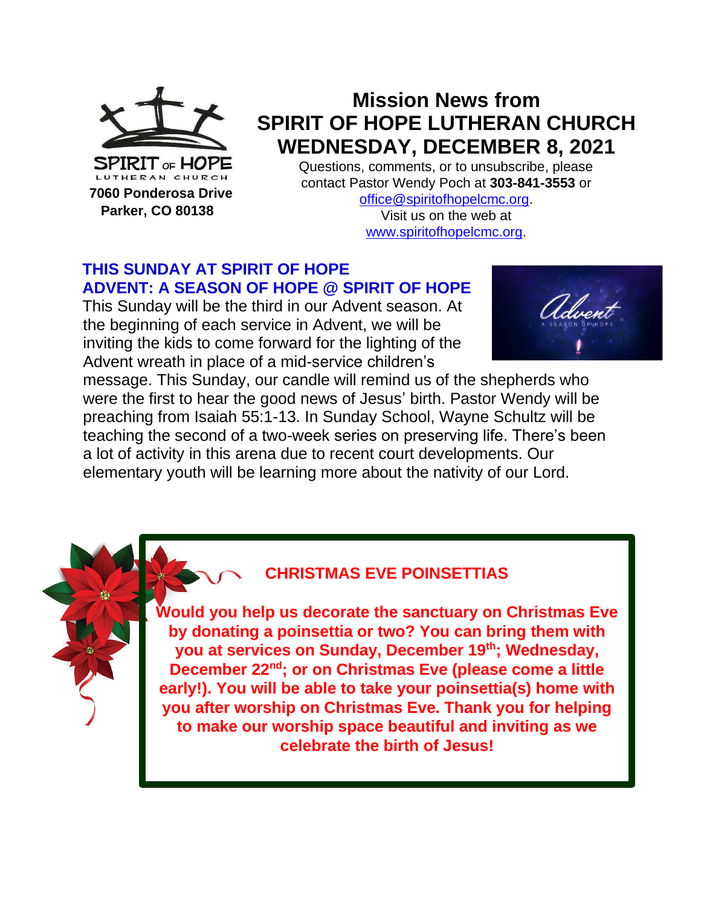SPIRIT OF HOPE
LUTHERAN CHURCH

**7060 Ponderosa Drive**
**Parker, CO 80138**

# Mission News from SPIRIT OF HOPE LUTHERAN CHURCH WEDNESDAY, DECEMBER 8, 2021

Questions, comments, or to unsubscribe, please contact Pastor Wendy Poch at **303-841-3553** or office@spiritofhopelcmc.org.
Visit us on the web at www.spiritofhopelcmc.org.

## THIS SUNDAY AT SPIRIT OF HOPE
## ADVENT: A SEASON OF HOPE @ SPIRIT OF HOPE

This Sunday will be the third in our Advent season. At the beginning of each service in Advent, we will be inviting the kids to come forward for the lighting of the Advent wreath in place of a mid-service children's message. This Sunday, our candle will remind us of the shepherds who were the first to hear the good news of Jesus' birth. Pastor Wendy will be preaching from Isaiah 55:1-13. In Sunday School, Wayne Schultz will be teaching the second of a two-week series on preserving life. There's been a lot of activity in this arena due to recent court developments. Our elementary youth will be learning more about the nativity of our Lord.

## CHRISTMAS EVE POINSETTIAS

**Would you help us decorate the sanctuary on Christmas Eve by donating a poinsettia or two? You can bring them with you at services on Sunday, December 19th; Wednesday, December 22nd; or on Christmas Eve (please come a little early!). You will be able to take your poinsettia(s) home with you after worship on Christmas Eve. Thank you for helping to make our worship space beautiful and inviting as we celebrate the birth of Jesus!**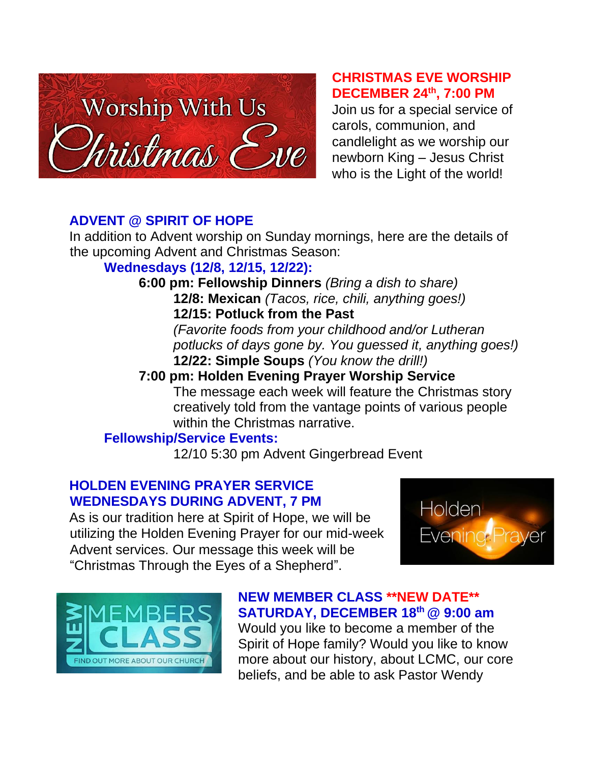## CHRISTMAS EVE WORSHIP DECEMBER 24th, 7:00 PM

Join us for a special service of carols, communion, and candlelight as we worship our newborn King – Jesus Christ who is the Light of the world!

## ADVENT @ SPIRIT OF HOPE

In addition to Advent worship on Sunday mornings, here are the details of the upcoming Advent and Christmas Season:

**Wednesdays (12/8, 12/15, 12/22):**

**6:00 pm: Fellowship Dinners** *(Bring a dish to share)*

**12/8: Mexican** *(Tacos, rice, chili, anything goes!)*

**12/15: Potluck from the Past**

*(Favorite foods from your childhood and/or Lutheran potlucks of days gone by. You guessed it, anything goes!)*

**12/22: Simple Soups** *(You know the drill!)*

**7:00 pm: Holden Evening Prayer Worship Service**

The message each week will feature the Christmas story creatively told from the vantage points of various people within the Christmas narrative.

**Fellowship/Service Events:**

12/10 5:30 pm Advent Gingerbread Event

## HOLDEN EVENING PRAYER SERVICE WEDNESDAYS DURING ADVENT, 7 PM

As is our tradition here at Spirit of Hope, we will be utilizing the Holden Evening Prayer for our mid-week Advent services. Our message this week will be "Christmas Through the Eyes of a Shepherd".

## NEW MEMBER CLASS **NEW DATE** SATURDAY, DECEMBER 18th @ 9:00 am

Would you like to become a member of the Spirit of Hope family? Would you like to know more about our history, about LCMC, our core beliefs, and be able to ask Pastor Wendy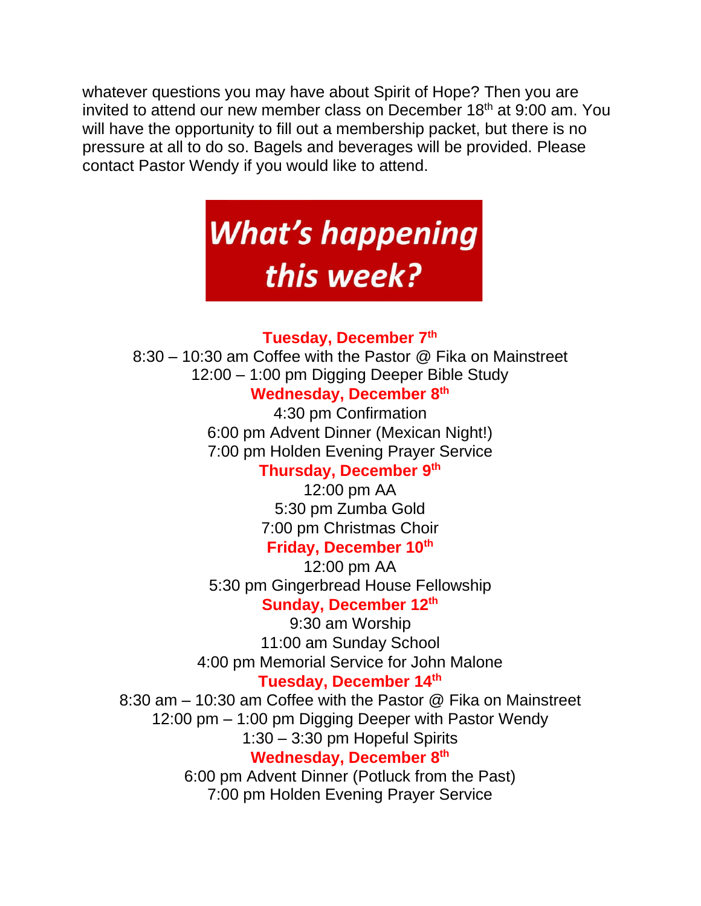whatever questions you may have about Spirit of Hope? Then you are invited to attend our new member class on December 18th at 9:00 am. You will have the opportunity to fill out a membership packet, but there is no pressure at all to do so. Bagels and beverages will be provided. Please contact Pastor Wendy if you would like to attend.

# *What's happening this week?*

**Tuesday, December 7th**

8:30 – 10:30 am Coffee with the Pastor @ Fika on Mainstreet
12:00 – 1:00 pm Digging Deeper Bible Study

**Wednesday, December 8th**

4:30 pm Confirmation
6:00 pm Advent Dinner (Mexican Night!)
7:00 pm Holden Evening Prayer Service

**Thursday, December 9th**

12:00 pm AA
5:30 pm Zumba Gold
7:00 pm Christmas Choir

**Friday, December 10th**

12:00 pm AA
5:30 pm Gingerbread House Fellowship

**Sunday, December 12th**

9:30 am Worship
11:00 am Sunday School
4:00 pm Memorial Service for John Malone

**Tuesday, December 14th**

8:30 am – 10:30 am Coffee with the Pastor @ Fika on Mainstreet
12:00 pm – 1:00 pm Digging Deeper with Pastor Wendy
1:30 – 3:30 pm Hopeful Spirits

**Wednesday, December 8th**

6:00 pm Advent Dinner (Potluck from the Past)
7:00 pm Holden Evening Prayer Service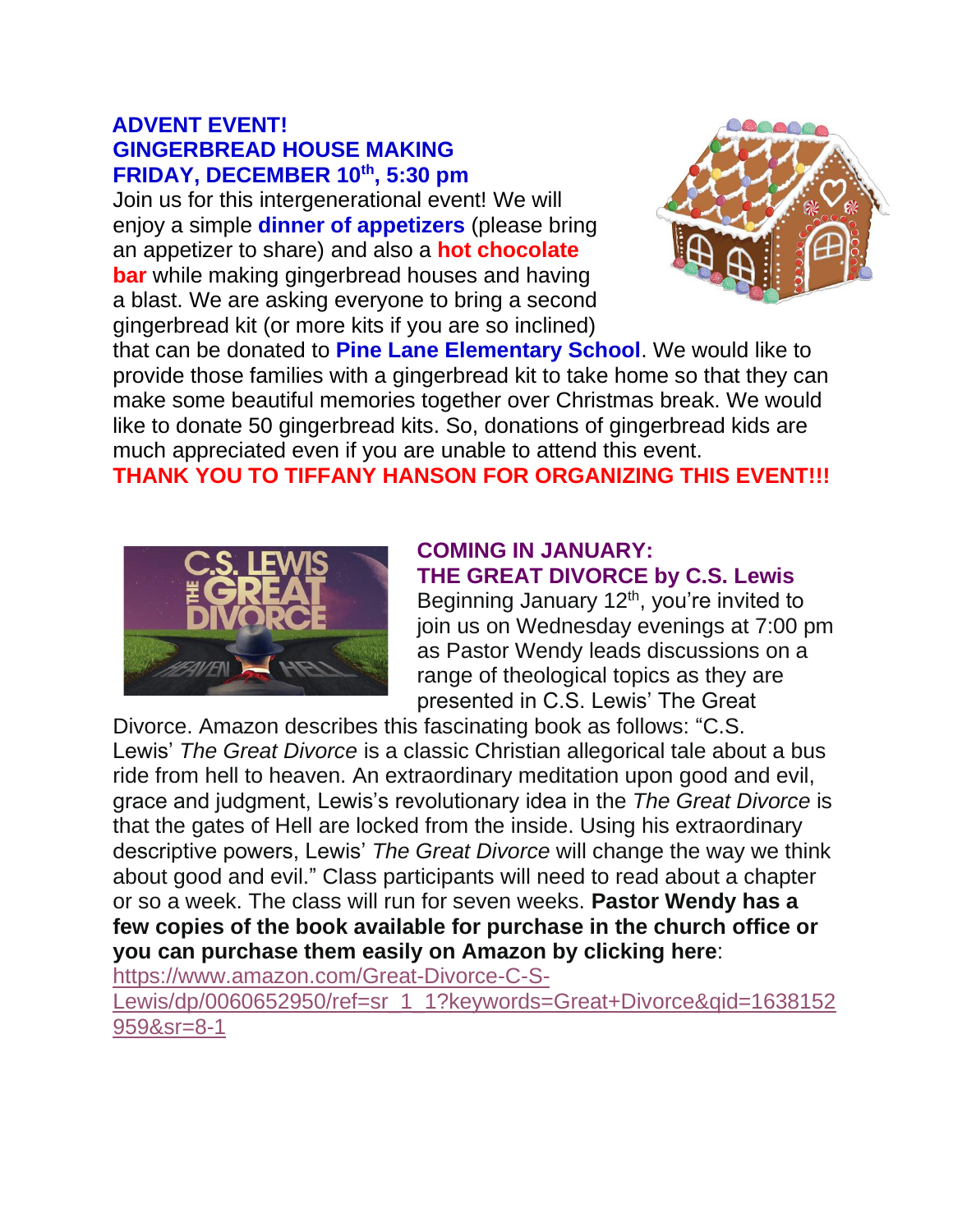## ADVENT EVENT!
## GINGERBREAD HOUSE MAKING
## FRIDAY, DECEMBER 10th, 5:30 pm

Join us for this intergenerational event! We will enjoy a simple **dinner of appetizers** (please bring an appetizer to share) and also a **hot chocolate bar** while making gingerbread houses and having a blast. We are asking everyone to bring a second gingerbread kit (or more kits if you are so inclined) that can be donated to **Pine Lane Elementary School**. We would like to provide those families with a gingerbread kit to take home so that they can make some beautiful memories together over Christmas break. We would like to donate 50 gingerbread kits. So, donations of gingerbread kids are much appreciated even if you are unable to attend this event.

**THANK YOU TO TIFFANY HANSON FOR ORGANIZING THIS EVENT!!!**

## COMING IN JANUARY:
## THE GREAT DIVORCE by C.S. Lewis

Beginning January 12th, you're invited to join us on Wednesday evenings at 7:00 pm as Pastor Wendy leads discussions on a range of theological topics as they are presented in C.S. Lewis' The Great Divorce. Amazon describes this fascinating book as follows: "C.S. Lewis' *The Great Divorce* is a classic Christian allegorical tale about a bus ride from hell to heaven. An extraordinary meditation upon good and evil, grace and judgment, Lewis's revolutionary idea in the *The Great Divorce* is that the gates of Hell are locked from the inside. Using his extraordinary descriptive powers, Lewis' *The Great Divorce* will change the way we think about good and evil." Class participants will need to read about a chapter or so a week. The class will run for seven weeks. **Pastor Wendy has a few copies of the book available for purchase in the church office or you can purchase them easily on Amazon by clicking here**: https://www.amazon.com/Great-Divorce-C-S-Lewis/dp/0060652950/ref=sr_1_1?keywords=Great+Divorce&qid=1638152959&sr=8-1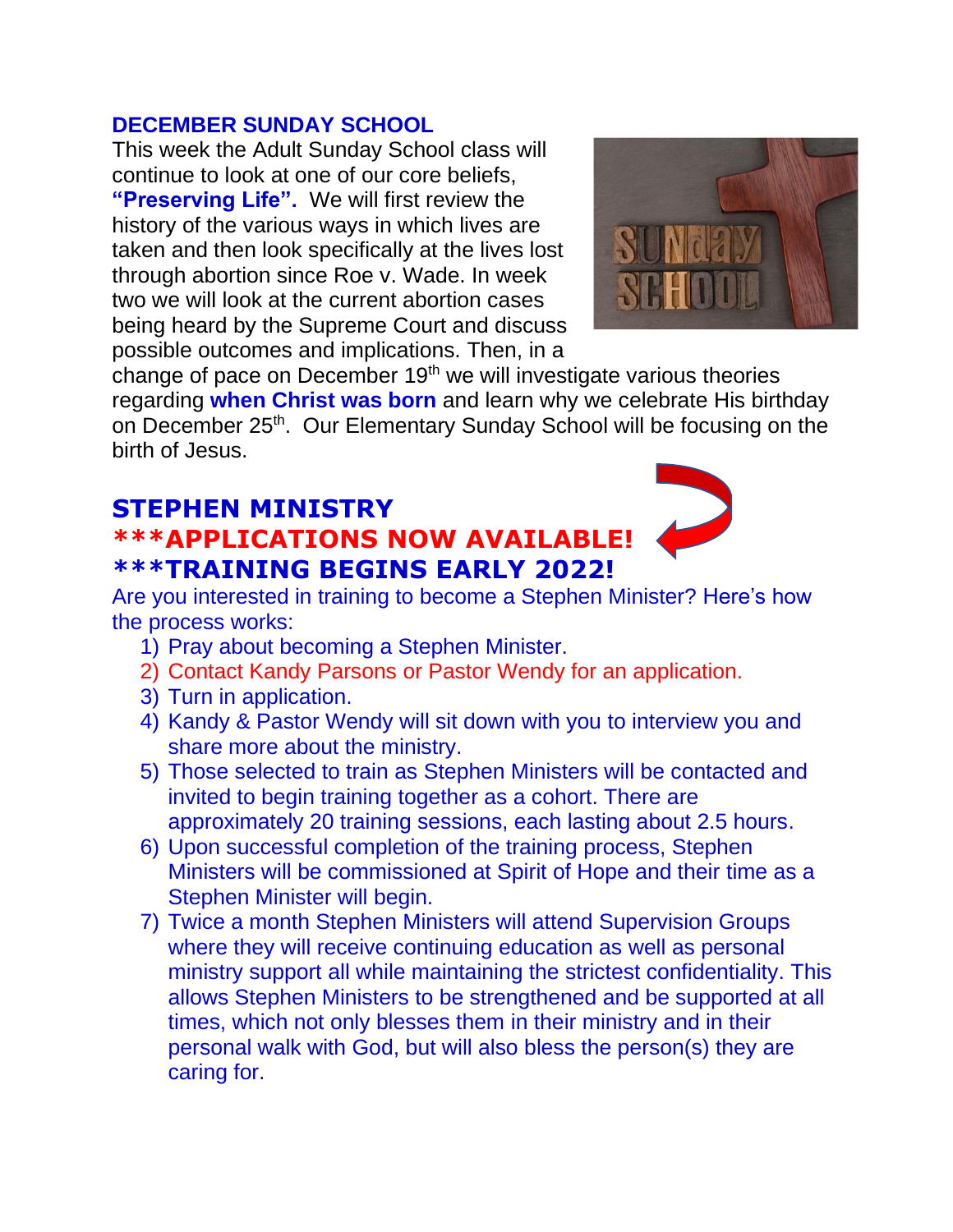## DECEMBER SUNDAY SCHOOL

This week the Adult Sunday School class will continue to look at one of our core beliefs, **"Preserving Life".** We will first review the history of the various ways in which lives are taken and then look specifically at the lives lost through abortion since Roe v. Wade. In week two we will look at the current abortion cases being heard by the Supreme Court and discuss possible outcomes and implications. Then, in a change of pace on December 19th we will investigate various theories regarding **when Christ was born** and learn why we celebrate His birthday on December 25th. Our Elementary Sunday School will be focusing on the birth of Jesus.

## STEPHEN MINISTRY

### ***APPLICATIONS NOW AVAILABLE!

### ***TRAINING BEGINS EARLY 2022!

Are you interested in training to become a Stephen Minister? Here's how the process works:

1) Pray about becoming a Stephen Minister.
2) Contact Kandy Parsons or Pastor Wendy for an application.
3) Turn in application.
4) Kandy & Pastor Wendy will sit down with you to interview you and share more about the ministry.
5) Those selected to train as Stephen Ministers will be contacted and invited to begin training together as a cohort. There are approximately 20 training sessions, each lasting about 2.5 hours.
6) Upon successful completion of the training process, Stephen Ministers will be commissioned at Spirit of Hope and their time as a Stephen Minister will begin.
7) Twice a month Stephen Ministers will attend Supervision Groups where they will receive continuing education as well as personal ministry support all while maintaining the strictest confidentiality. This allows Stephen Ministers to be strengthened and be supported at all times, which not only blesses them in their ministry and in their personal walk with God, but will also bless the person(s) they are caring for.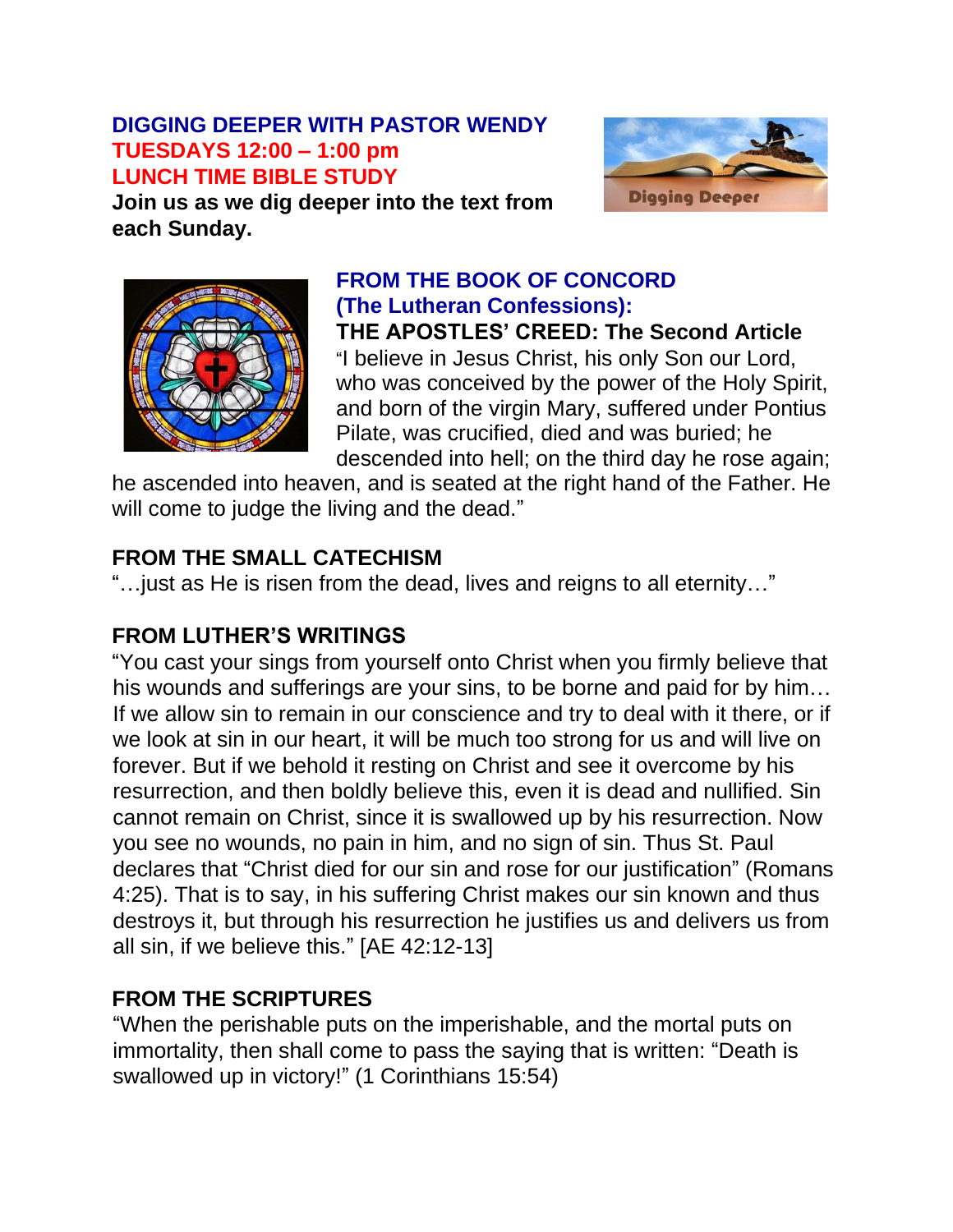## DIGGING DEEPER WITH PASTOR WENDY

**TUESDAYS 12:00 – 1:00 pm**

**LUNCH TIME BIBLE STUDY**

**Join us as we dig deeper into the text from each Sunday.**

## FROM THE BOOK OF CONCORD (The Lutheran Confessions):

**THE APOSTLES' CREED: The Second Article**

"I believe in Jesus Christ, his only Son our Lord, who was conceived by the power of the Holy Spirit, and born of the virgin Mary, suffered under Pontius Pilate, was crucified, died and was buried; he descended into hell; on the third day he rose again; he ascended into heaven, and is seated at the right hand of the Father. He will come to judge the living and the dead."

## FROM THE SMALL CATECHISM

"…just as He is risen from the dead, lives and reigns to all eternity…"

## FROM LUTHER'S WRITINGS

"You cast your sings from yourself onto Christ when you firmly believe that his wounds and sufferings are your sins, to be borne and paid for by him… If we allow sin to remain in our conscience and try to deal with it there, or if we look at sin in our heart, it will be much too strong for us and will live on forever. But if we behold it resting on Christ and see it overcome by his resurrection, and then boldly believe this, even it is dead and nullified. Sin cannot remain on Christ, since it is swallowed up by his resurrection. Now you see no wounds, no pain in him, and no sign of sin. Thus St. Paul declares that "Christ died for our sin and rose for our justification" (Romans 4:25). That is to say, in his suffering Christ makes our sin known and thus destroys it, but through his resurrection he justifies us and delivers us from all sin, if we believe this." [AE 42:12-13]

## FROM THE SCRIPTURES

"When the perishable puts on the imperishable, and the mortal puts on immortality, then shall come to pass the saying that is written: "Death is swallowed up in victory!" (1 Corinthians 15:54)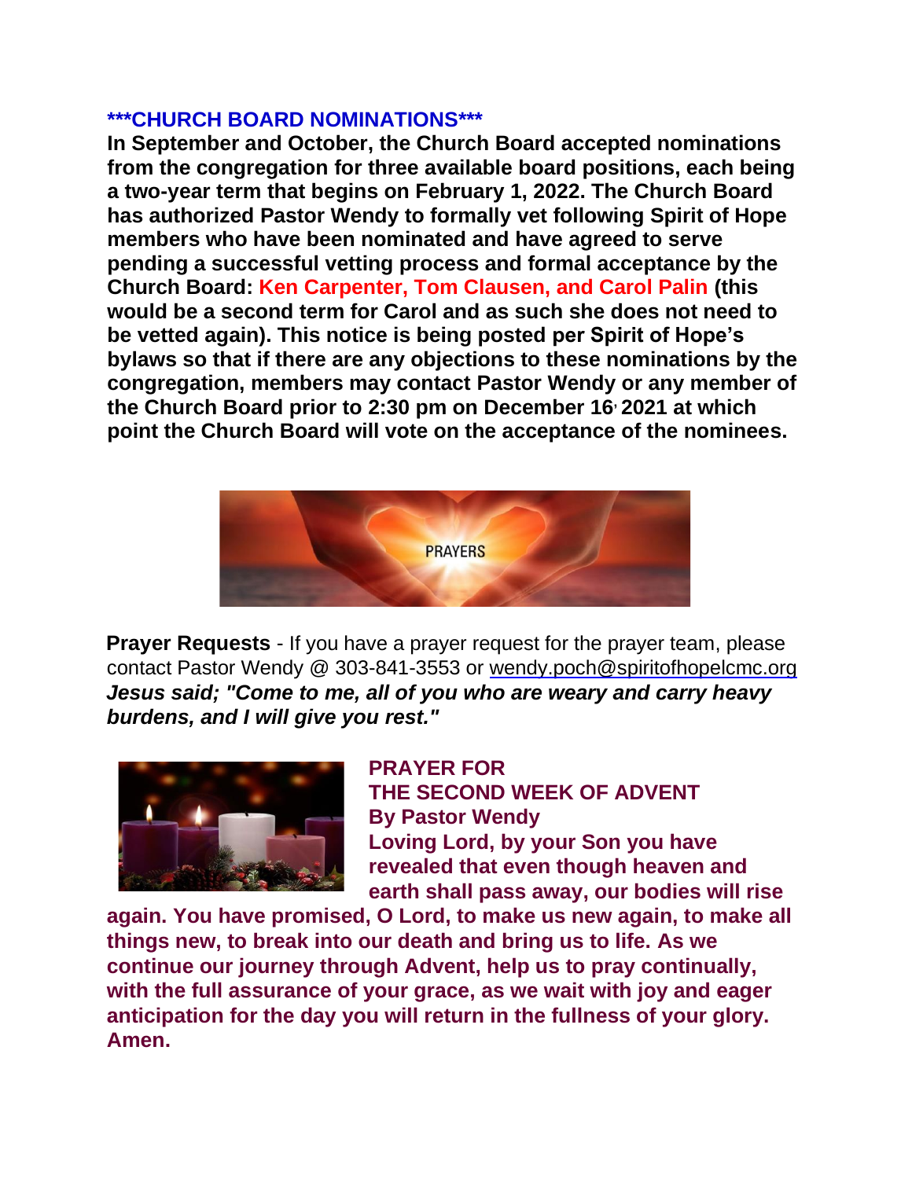### ***CHURCH BOARD NOMINATIONS***

**In September and October, the Church Board accepted nominations from the congregation for three available board positions, each being a two-year term that begins on February 1, 2022. The Church Board has authorized Pastor Wendy to formally vet following Spirit of Hope members who have been nominated and have agreed to serve pending a successful vetting process and formal acceptance by the Church Board: Ken Carpenter, Tom Clausen, and Carol Palin (this would be a second term for Carol and as such she does not need to be vetted again). This notice is being posted per Spirit of Hope's bylaws so that if there are any objections to these nominations by the congregation, members may contact Pastor Wendy or any member of the Church Board prior to 2:30 pm on December 16, 2021 at which point the Church Board will vote on the acceptance of the nominees.**

PRAYERS

**Prayer Requests** - If you have a prayer request for the prayer team, please contact Pastor Wendy @ 303-841-3553 or wendy.poch@spiritofhopelcmc.org

***Jesus said; "Come to me, all of you who are weary and carry heavy burdens, and I will give you rest."***

**PRAYER FOR THE SECOND WEEK OF ADVENT**
**By Pastor Wendy**

**Loving Lord, by your Son you have revealed that even though heaven and earth shall pass away, our bodies will rise again. You have promised, O Lord, to make us new again, to make all things new, to break into our death and bring us to life. As we continue our journey through Advent, help us to pray continually, with the full assurance of your grace, as we wait with joy and eager anticipation for the day you will return in the fullness of your glory. Amen.**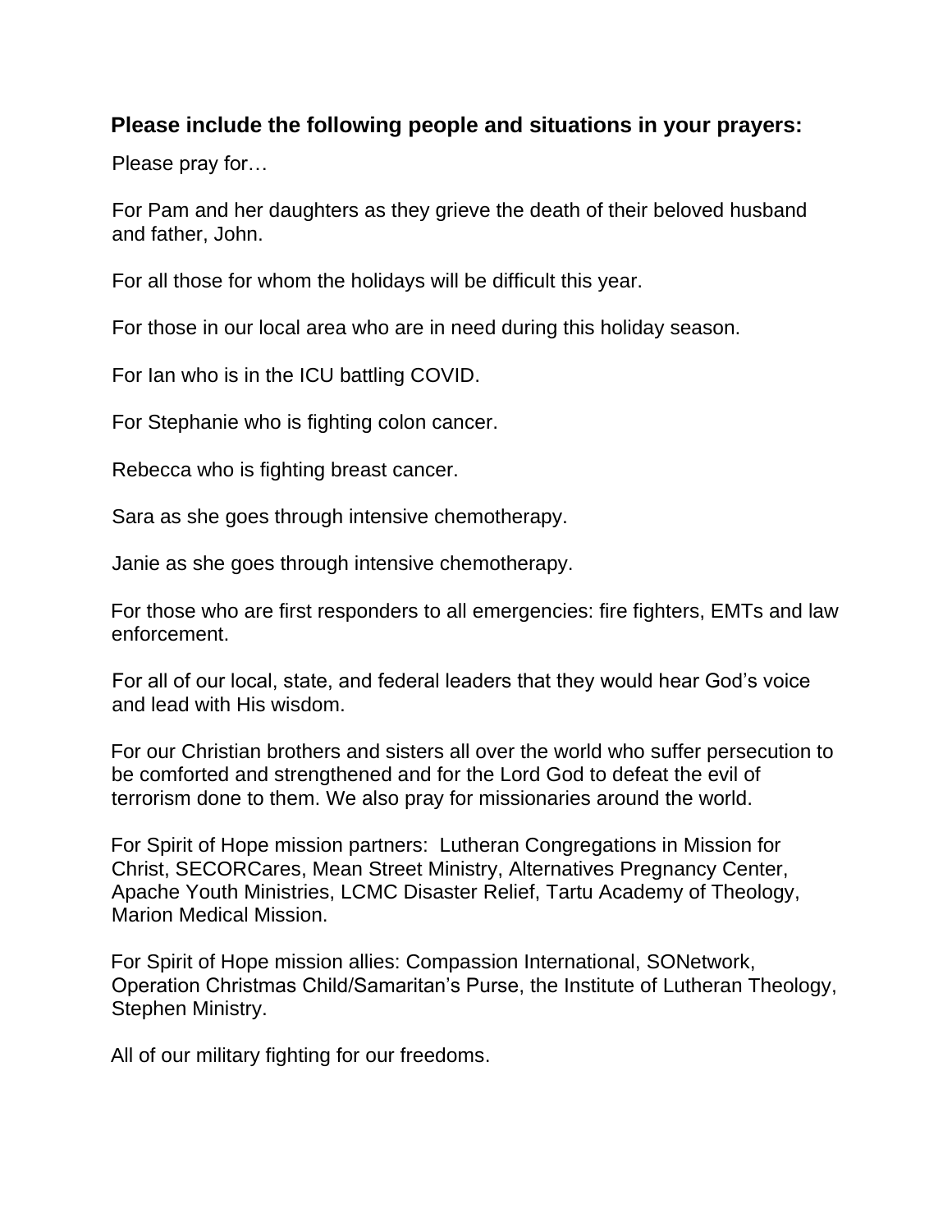**Please include the following people and situations in your prayers:**

Please pray for…

For Pam and her daughters as they grieve the death of their beloved husband and father, John.

For all those for whom the holidays will be difficult this year.

For those in our local area who are in need during this holiday season.

For Ian who is in the ICU battling COVID.

For Stephanie who is fighting colon cancer.

Rebecca who is fighting breast cancer.

Sara as she goes through intensive chemotherapy.

Janie as she goes through intensive chemotherapy.

For those who are first responders to all emergencies: fire fighters, EMTs and law enforcement.

For all of our local, state, and federal leaders that they would hear God's voice and lead with His wisdom.

For our Christian brothers and sisters all over the world who suffer persecution to be comforted and strengthened and for the Lord God to defeat the evil of terrorism done to them. We also pray for missionaries around the world.

For Spirit of Hope mission partners: Lutheran Congregations in Mission for Christ, SECORCares, Mean Street Ministry, Alternatives Pregnancy Center, Apache Youth Ministries, LCMC Disaster Relief, Tartu Academy of Theology, Marion Medical Mission.

For Spirit of Hope mission allies: Compassion International, SONetwork, Operation Christmas Child/Samaritan's Purse, the Institute of Lutheran Theology, Stephen Ministry.

All of our military fighting for our freedoms.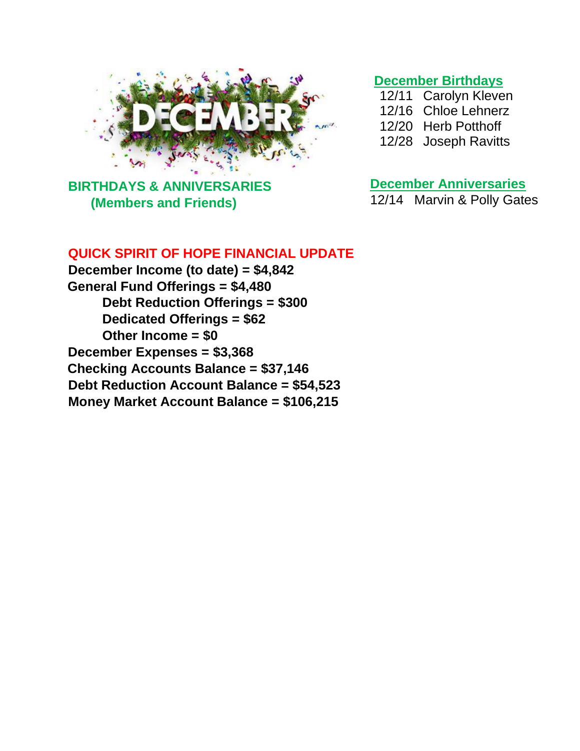## BIRTHDAYS & ANNIVERSARIES
**(Members and Friends)**

### December Birthdays

12/11 Carolyn Kleven
12/16 Chloe Lehnerz
12/20 Herb Potthoff
12/28 Joseph Ravitts

### December Anniversaries

12/14 Marvin & Polly Gates

## QUICK SPIRIT OF HOPE FINANCIAL UPDATE

**December Income (to date) = $4,842**
**General Fund Offerings = $4,480**
- **Debt Reduction Offerings = $300**
- **Dedicated Offerings = $62**
- **Other Income = $0**

**December Expenses = $3,368**
**Checking Accounts Balance = $37,146**
**Debt Reduction Account Balance = $54,523**
**Money Market Account Balance = $106,215**